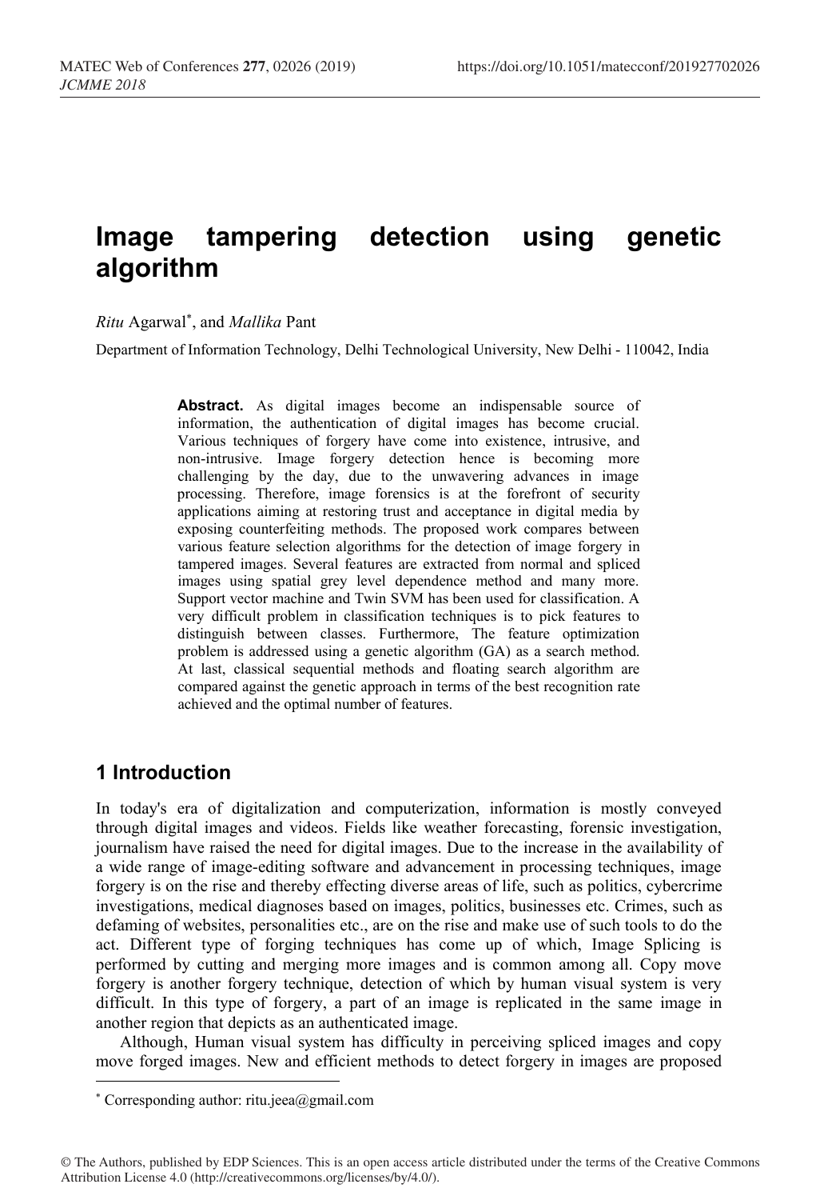# Image tampering detection using genetic algorithm

*Ritu* Agarwal[*], and *Mallika* Pant

Department of Information Technology, Delhi Technological University, New Delhi - 110042, India

**Abstract.** As digital images become an indispensable source of information, the authentication of digital images has become crucial. Various techniques of forgery have come into existence, intrusive, and non-intrusive. Image forgery detection hence is becoming more challenging by the day, due to the unwavering advances in image processing. Therefore, image forensics is at the forefront of security applications aiming at restoring trust and acceptance in digital media by exposing counterfeiting methods. The proposed work compares between various feature selection algorithms for the detection of image forgery in tampered images. Several features are extracted from normal and spliced images using spatial grey level dependence method and many more. Support vector machine and Twin SVM has been used for classification. A very difficult problem in classification techniques is to pick features to distinguish between classes. Furthermore, The feature optimization problem is addressed using a genetic algorithm (GA) as a search method. At last, classical sequential methods and floating search algorithm are compared against the genetic approach in terms of the best recognition rate achieved and the optimal number of features.

## 1 Introduction

In today's era of digitalization and computerization, information is mostly conveyed through digital images and videos. Fields like weather forecasting, forensic investigation, journalism have raised the need for digital images. Due to the increase in the availability of a wide range of image-editing software and advancement in processing techniques, image forgery is on the rise and thereby effecting diverse areas of life, such as politics, cybercrime investigations, medical diagnoses based on images, politics, businesses etc. Crimes, such as defaming of websites, personalities etc., are on the rise and make use of such tools to do the act. Different type of forging techniques has come up of which, Image Splicing is performed by cutting and merging more images and is common among all. Copy move forgery is another forgery technique, detection of which by human visual system is very difficult. In this type of forgery, a part of an image is replicated in the same image in another region that depicts as an authenticated image.

Although, Human visual system has difficulty in perceiving spliced images and copy move forged images. New and efficient methods to detect forgery in images are proposed

[*] Corresponding author: ritu.jeea@gmail.com

© The Authors, published by EDP Sciences. This is an open access article distributed under the terms of the Creative Commons Attribution License 4.0 (http://creativecommons.org/licenses/by/4.0/).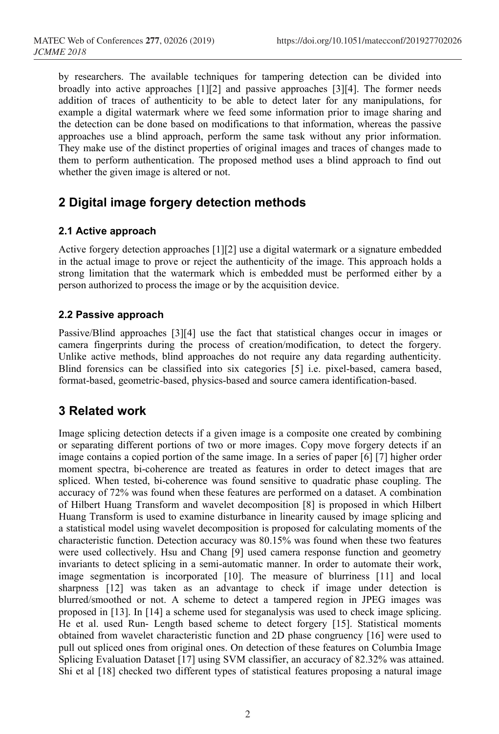by researchers. The available techniques for tampering detection can be divided into broadly into active approaches [1][2] and passive approaches [3][4]. The former needs addition of traces of authenticity to be able to detect later for any manipulations, for example a digital watermark where we feed some information prior to image sharing and the detection can be done based on modifications to that information, whereas the passive approaches use a blind approach, perform the same task without any prior information. They make use of the distinct properties of original images and traces of changes made to them to perform authentication. The proposed method uses a blind approach to find out whether the given image is altered or not.

## 2 Digital image forgery detection methods

### 2.1 Active approach

Active forgery detection approaches [1][2] use a digital watermark or a signature embedded in the actual image to prove or reject the authenticity of the image. This approach holds a strong limitation that the watermark which is embedded must be performed either by a person authorized to process the image or by the acquisition device.

### 2.2 Passive approach

Passive/Blind approaches [3][4] use the fact that statistical changes occur in images or camera fingerprints during the process of creation/modification, to detect the forgery. Unlike active methods, blind approaches do not require any data regarding authenticity. Blind forensics can be classified into six categories [5] i.e. pixel-based, camera based, format-based, geometric-based, physics-based and source camera identification-based.

## 3 Related work

Image splicing detection detects if a given image is a composite one created by combining or separating different portions of two or more images. Copy move forgery detects if an image contains a copied portion of the same image. In a series of paper [6] [7] higher order moment spectra, bi-coherence are treated as features in order to detect images that are spliced. When tested, bi-coherence was found sensitive to quadratic phase coupling. The accuracy of 72% was found when these features are performed on a dataset. A combination of Hilbert Huang Transform and wavelet decomposition [8] is proposed in which Hilbert Huang Transform is used to examine disturbance in linearity caused by image splicing and a statistical model using wavelet decomposition is proposed for calculating moments of the characteristic function. Detection accuracy was 80.15% was found when these two features were used collectively. Hsu and Chang [9] used camera response function and geometry invariants to detect splicing in a semi-automatic manner. In order to automate their work, image segmentation is incorporated [10]. The measure of blurriness [11] and local sharpness [12] was taken as an advantage to check if image under detection is blurred/smoothed or not. A scheme to detect a tampered region in JPEG images was proposed in [13]. In [14] a scheme used for steganalysis was used to check image splicing. He et al. used Run- Length based scheme to detect forgery [15]. Statistical moments obtained from wavelet characteristic function and 2D phase congruency [16] were used to pull out spliced ones from original ones. On detection of these features on Columbia Image Splicing Evaluation Dataset [17] using SVM classifier, an accuracy of 82.32% was attained. Shi et al [18] checked two different types of statistical features proposing a natural image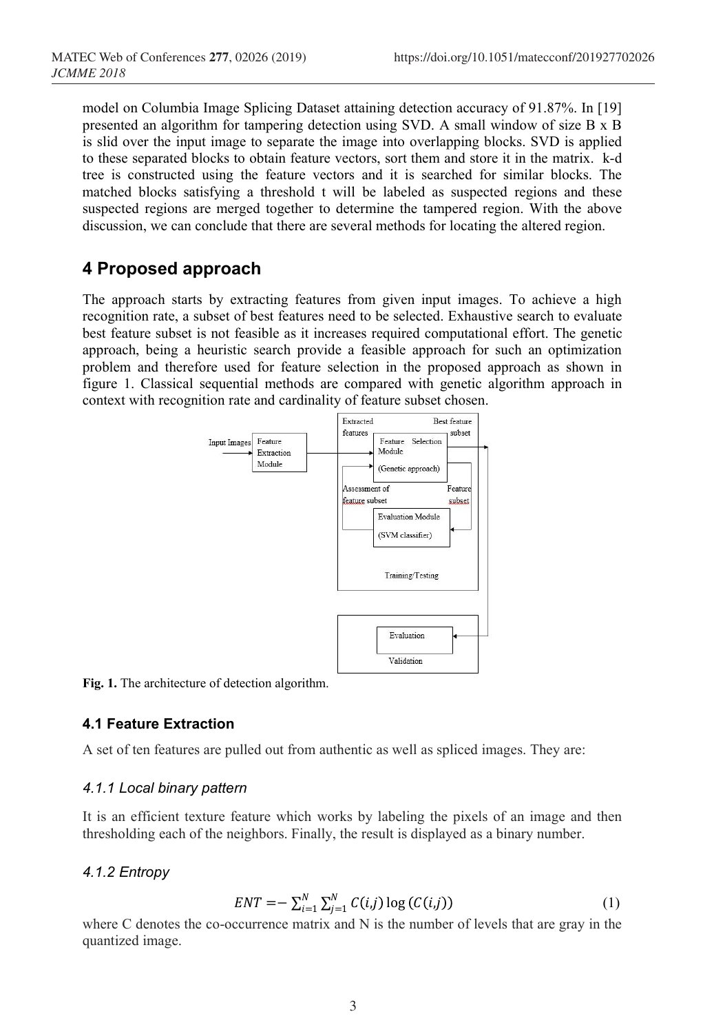model on Columbia Image Splicing Dataset attaining detection accuracy of 91.87%. In [19] presented an algorithm for tampering detection using SVD. A small window of size B x B is slid over the input image to separate the image into overlapping blocks. SVD is applied to these separated blocks to obtain feature vectors, sort them and store it in the matrix. k-d tree is constructed using the feature vectors and it is searched for similar blocks. The matched blocks satisfying a threshold t will be labeled as suspected regions and these suspected regions are merged together to determine the tampered region. With the above discussion, we can conclude that there are several methods for locating the altered region.

## 4 Proposed approach

The approach starts by extracting features from given input images. To achieve a high recognition rate, a subset of best features need to be selected. Exhaustive search to evaluate best feature subset is not feasible as it increases required computational effort. The genetic approach, being a heuristic search provide a feasible approach for such an optimization problem and therefore used for feature selection in the proposed approach as shown in figure 1. Classical sequential methods are compared with genetic algorithm approach in context with recognition rate and cardinality of feature subset chosen.

**Fig. 1.** The architecture of detection algorithm.

### 4.1 Feature Extraction

A set of ten features are pulled out from authentic as well as spliced images. They are:

#### *4.1.1 Local binary pattern*

It is an efficient texture feature which works by labeling the pixels of an image and then thresholding each of the neighbors. Finally, the result is displayed as a binary number.

#### *4.1.2 Entropy*

$$ENT = -\sum_{i=1}^{N}\sum_{j=1}^{N} C(i,j)\log\left(C(i,j)\right) \tag{1}$$

where C denotes the co-occurrence matrix and N is the number of levels that are gray in the quantized image.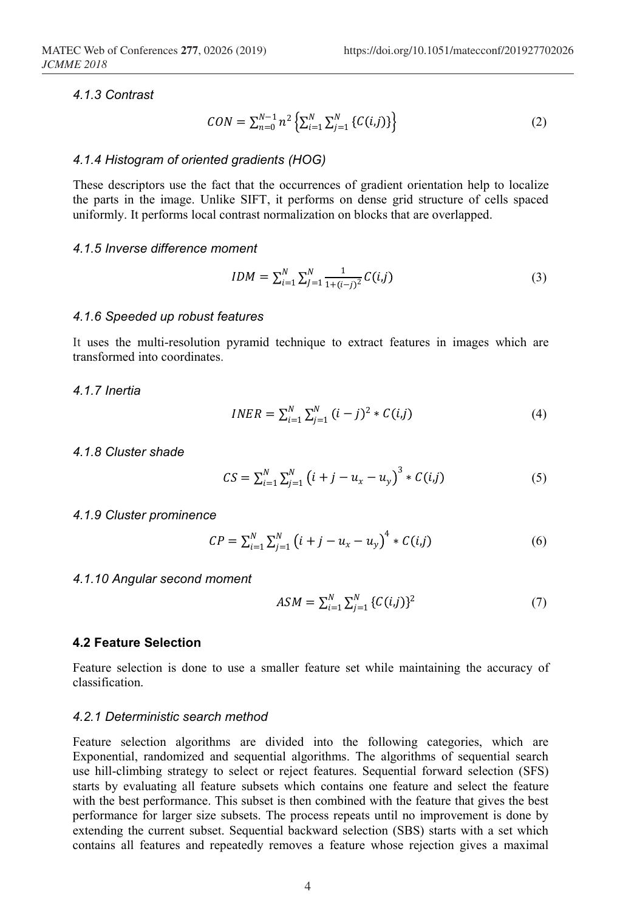#### 4.1.3 Contrast

$$CON = \sum_{n=0}^{N-1} n^2 \left\{ \sum_{i=1}^{N} \sum_{j=1}^{N} \{C(i,j)\} \right\} \tag{2}$$

#### 4.1.4 Histogram of oriented gradients (HOG)

These descriptors use the fact that the occurrences of gradient orientation help to localize the parts in the image. Unlike SIFT, it performs on dense grid structure of cells spaced uniformly. It performs local contrast normalization on blocks that are overlapped.

#### 4.1.5 Inverse difference moment

$$IDM = \sum_{i=1}^{N} \sum_{J=1}^{N} \frac{1}{1+(i-j)^2} C(i,j) \tag{3}$$

#### 4.1.6 Speeded up robust features

It uses the multi-resolution pyramid technique to extract features in images which are transformed into coordinates.

#### 4.1.7 Inertia

$$INER = \sum_{i=1}^{N} \sum_{j=1}^{N} (i-j)^2 * C(i,j) \tag{4}$$

#### 4.1.8 Cluster shade

$$CS = \sum_{i=1}^{N} \sum_{j=1}^{N} \left(i + j - u_x - u_y\right)^3 * C(i,j) \tag{5}$$

#### 4.1.9 Cluster prominence

$$CP = \sum_{i=1}^{N} \sum_{j=1}^{N} \left(i + j - u_x - u_y\right)^4 * C(i,j) \tag{6}$$

#### 4.1.10 Angular second moment

$$ASM = \sum_{i=1}^{N} \sum_{j=1}^{N} \{C(i,j)\}^2 \tag{7}$$

### 4.2 Feature Selection

Feature selection is done to use a smaller feature set while maintaining the accuracy of classification.

#### 4.2.1 Deterministic search method

Feature selection algorithms are divided into the following categories, which are Exponential, randomized and sequential algorithms. The algorithms of sequential search use hill-climbing strategy to select or reject features. Sequential forward selection (SFS) starts by evaluating all feature subsets which contains one feature and select the feature with the best performance. This subset is then combined with the feature that gives the best performance for larger size subsets. The process repeats until no improvement is done by extending the current subset. Sequential backward selection (SBS) starts with a set which contains all features and repeatedly removes a feature whose rejection gives a maximal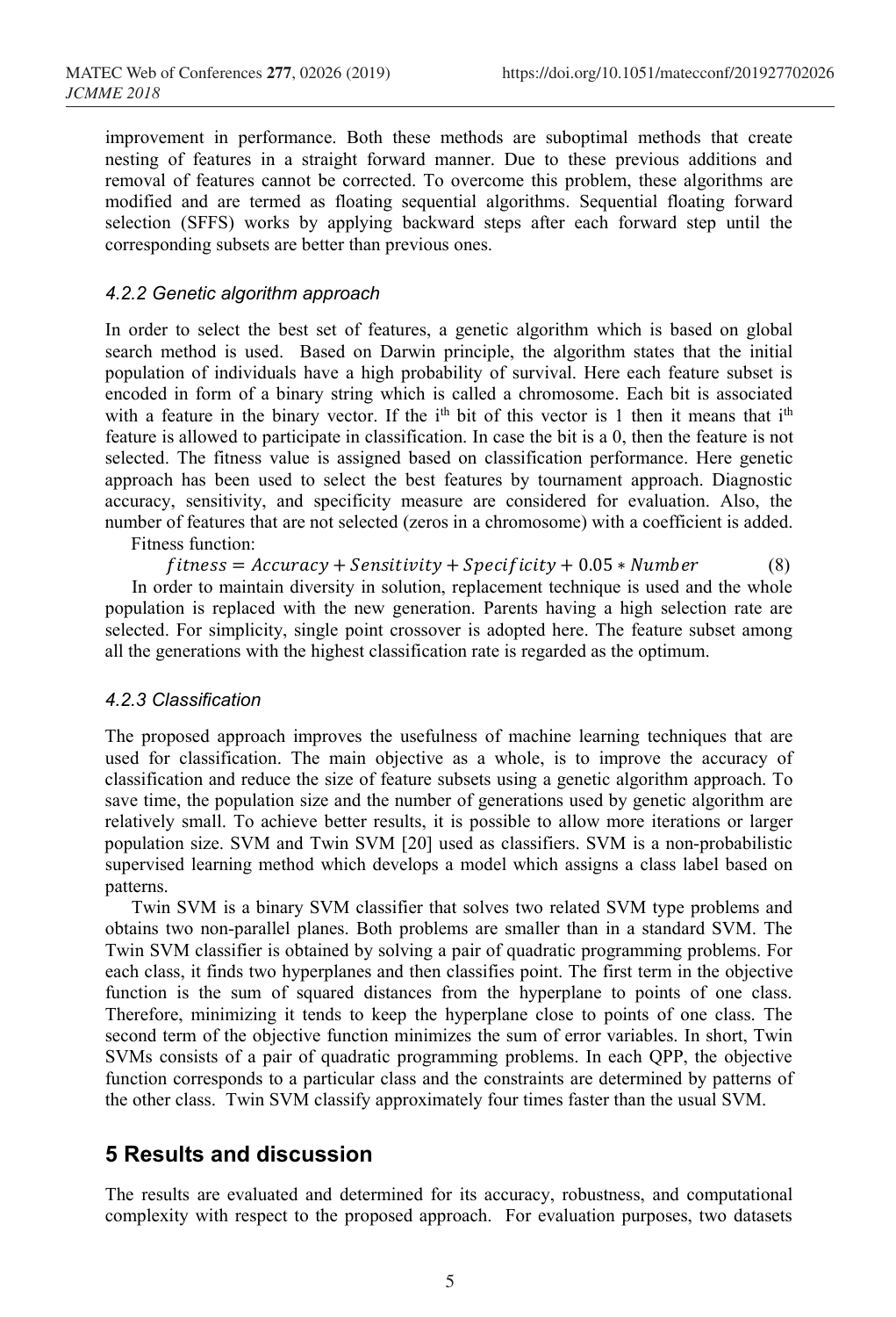improvement in performance. Both these methods are suboptimal methods that create nesting of features in a straight forward manner. Due to these previous additions and removal of features cannot be corrected. To overcome this problem, these algorithms are modified and are termed as floating sequential algorithms. Sequential floating forward selection (SFFS) works by applying backward steps after each forward step until the corresponding subsets are better than previous ones.

### *4.2.2 Genetic algorithm approach*

In order to select the best set of features, a genetic algorithm which is based on global search method is used. Based on Darwin principle, the algorithm states that the initial population of individuals have a high probability of survival. Here each feature subset is encoded in form of a binary string which is called a chromosome. Each bit is associated with a feature in the binary vector. If the i$^{th}$ bit of this vector is 1 then it means that i$^{th}$ feature is allowed to participate in classification. In case the bit is a 0, then the feature is not selected. The fitness value is assigned based on classification performance. Here genetic approach has been used to select the best features by tournament approach. Diagnostic accuracy, sensitivity, and specificity measure are considered for evaluation. Also, the number of features that are not selected (zeros in a chromosome) with a coefficient is added.

Fitness function:

$$fitness = Accuracy + Sensitivity + Specificity + 0.05 * Number \tag{8}$$

In order to maintain diversity in solution, replacement technique is used and the whole population is replaced with the new generation. Parents having a high selection rate are selected. For simplicity, single point crossover is adopted here. The feature subset among all the generations with the highest classification rate is regarded as the optimum.

### *4.2.3 Classification*

The proposed approach improves the usefulness of machine learning techniques that are used for classification. The main objective as a whole, is to improve the accuracy of classification and reduce the size of feature subsets using a genetic algorithm approach. To save time, the population size and the number of generations used by genetic algorithm are relatively small. To achieve better results, it is possible to allow more iterations or larger population size. SVM and Twin SVM [20] used as classifiers. SVM is a non-probabilistic supervised learning method which develops a model which assigns a class label based on patterns.

Twin SVM is a binary SVM classifier that solves two related SVM type problems and obtains two non-parallel planes. Both problems are smaller than in a standard SVM. The Twin SVM classifier is obtained by solving a pair of quadratic programming problems. For each class, it finds two hyperplanes and then classifies point. The first term in the objective function is the sum of squared distances from the hyperplane to points of one class. Therefore, minimizing it tends to keep the hyperplane close to points of one class. The second term of the objective function minimizes the sum of error variables. In short, Twin SVMs consists of a pair of quadratic programming problems. In each QPP, the objective function corresponds to a particular class and the constraints are determined by patterns of the other class. Twin SVM classify approximately four times faster than the usual SVM.

## 5 Results and discussion

The results are evaluated and determined for its accuracy, robustness, and computational complexity with respect to the proposed approach. For evaluation purposes, two datasets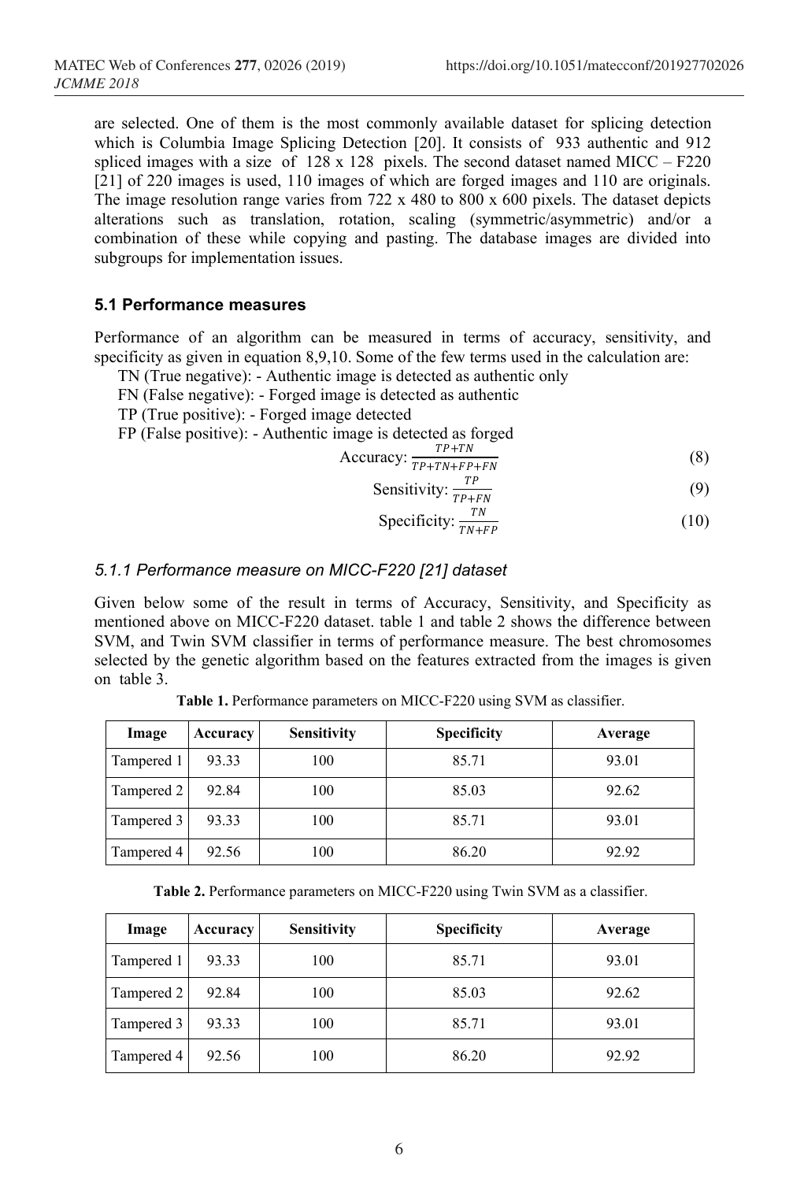are selected. One of them is the most commonly available dataset for splicing detection which is Columbia Image Splicing Detection [20]. It consists of 933 authentic and 912 spliced images with a size of 128 x 128 pixels. The second dataset named MICC – F220 [21] of 220 images is used, 110 images of which are forged images and 110 are originals. The image resolution range varies from 722 x 480 to 800 x 600 pixels. The dataset depicts alterations such as translation, rotation, scaling (symmetric/asymmetric) and/or a combination of these while copying and pasting. The database images are divided into subgroups for implementation issues.

### 5.1 Performance measures

Performance of an algorithm can be measured in terms of accuracy, sensitivity, and specificity as given in equation 8,9,10. Some of the few terms used in the calculation are:

TN (True negative): - Authentic image is detected as authentic only

FN (False negative): - Forged image is detected as authentic

TP (True positive): - Forged image detected

FP (False positive): - Authentic image is detected as forged

$$\text{Accuracy: } \frac{TP+TN}{TP+TN+FP+FN} \tag{8}$$

$$\text{Sensitivity: } \frac{TP}{TP+FN} \tag{9}$$

$$\text{Specificity: } \frac{TN}{TN+FP} \tag{10}$$

#### *5.1.1 Performance measure on MICC-F220 [21] dataset*

Given below some of the result in terms of Accuracy, Sensitivity, and Specificity as mentioned above on MICC-F220 dataset. table 1 and table 2 shows the difference between SVM, and Twin SVM classifier in terms of performance measure. The best chromosomes selected by the genetic algorithm based on the features extracted from the images is given on table 3.

**Table 1.** Performance parameters on MICC-F220 using SVM as classifier.

| Image | Accuracy | Sensitivity | Specificity | Average |
|---|---|---|---|---|
| Tampered 1 | 93.33 | 100 | 85.71 | 93.01 |
| Tampered 2 | 92.84 | 100 | 85.03 | 92.62 |
| Tampered 3 | 93.33 | 100 | 85.71 | 93.01 |
| Tampered 4 | 92.56 | 100 | 86.20 | 92.92 |

**Table 2.** Performance parameters on MICC-F220 using Twin SVM as a classifier.

| Image | Accuracy | Sensitivity | Specificity | Average |
|---|---|---|---|---|
| Tampered 1 | 93.33 | 100 | 85.71 | 93.01 |
| Tampered 2 | 92.84 | 100 | 85.03 | 92.62 |
| Tampered 3 | 93.33 | 100 | 85.71 | 93.01 |
| Tampered 4 | 92.56 | 100 | 86.20 | 92.92 |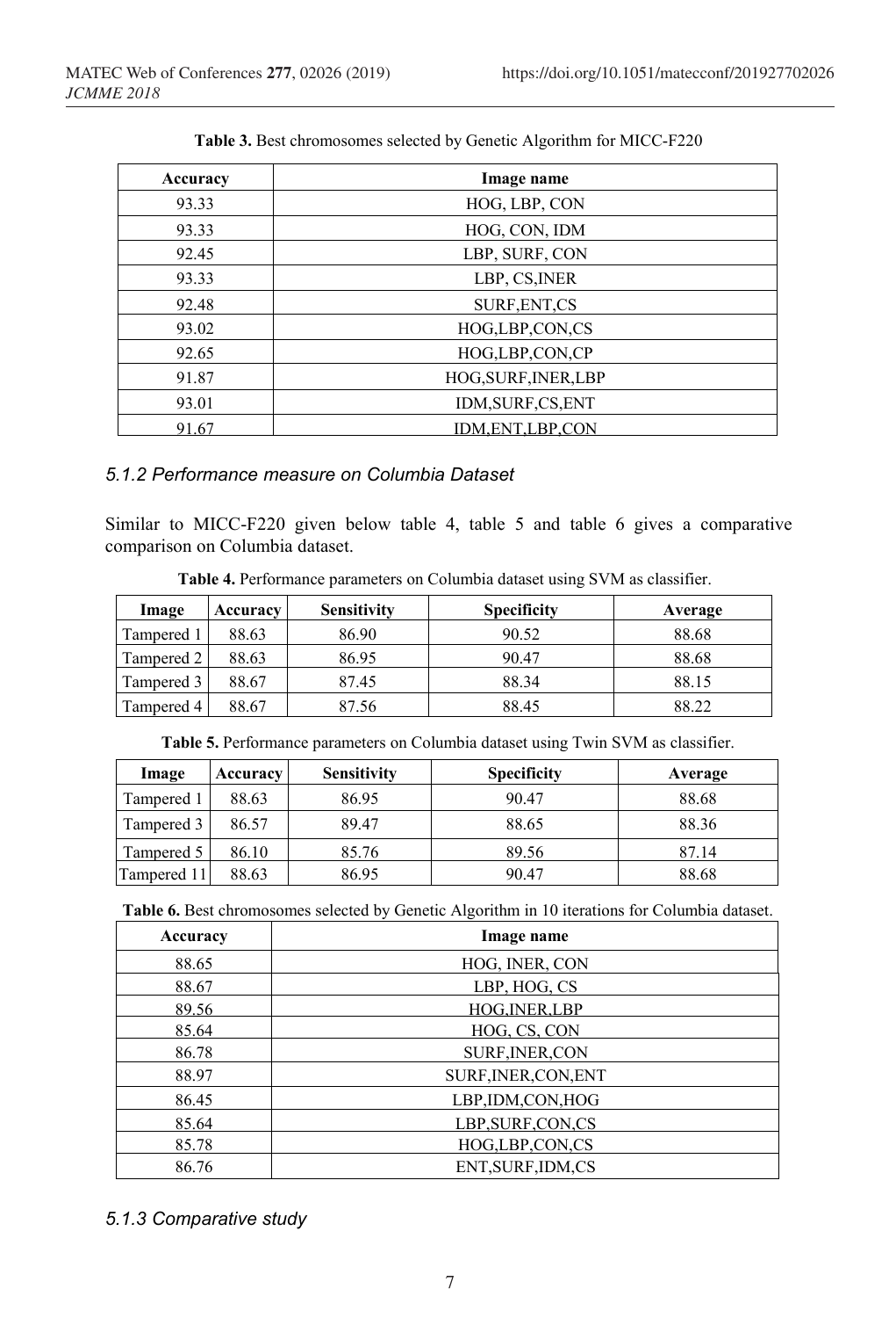**Table 3.** Best chromosomes selected by Genetic Algorithm for MICC-F220

| Accuracy | Image name |
|---|---|
| 93.33 | HOG, LBP, CON |
| 93.33 | HOG, CON, IDM |
| 92.45 | LBP, SURF, CON |
| 93.33 | LBP, CS,INER |
| 92.48 | SURF,ENT,CS |
| 93.02 | HOG,LBP,CON,CS |
| 92.65 | HOG,LBP,CON,CP |
| 91.87 | HOG,SURF,INER,LBP |
| 93.01 | IDM,SURF,CS,ENT |
| 91.67 | IDM,ENT,LBP,CON |

### *5.1.2 Performance measure on Columbia Dataset*

Similar to MICC-F220 given below table 4, table 5 and table 6 gives a comparative comparison on Columbia dataset.

**Table 4.** Performance parameters on Columbia dataset using SVM as classifier.

| Image | Accuracy | Sensitivity | Specificity | Average |
|---|---|---|---|---|
| Tampered 1 | 88.63 | 86.90 | 90.52 | 88.68 |
| Tampered 2 | 88.63 | 86.95 | 90.47 | 88.68 |
| Tampered 3 | 88.67 | 87.45 | 88.34 | 88.15 |
| Tampered 4 | 88.67 | 87.56 | 88.45 | 88.22 |

**Table 5.** Performance parameters on Columbia dataset using Twin SVM as classifier.

| Image | Accuracy | Sensitivity | Specificity | Average |
|---|---|---|---|---|
| Tampered 1 | 88.63 | 86.95 | 90.47 | 88.68 |
| Tampered 3 | 86.57 | 89.47 | 88.65 | 88.36 |
| Tampered 5 | 86.10 | 85.76 | 89.56 | 87.14 |
| Tampered 11 | 88.63 | 86.95 | 90.47 | 88.68 |

**Table 6.** Best chromosomes selected by Genetic Algorithm in 10 iterations for Columbia dataset.

| Accuracy | Image name |
|---|---|
| 88.65 | HOG, INER, CON |
| 88.67 | LBP, HOG, CS |
| 89.56 | HOG,INER,LBP |
| 85.64 | HOG, CS, CON |
| 86.78 | SURF,INER,CON |
| 88.97 | SURF,INER,CON,ENT |
| 86.45 | LBP,IDM,CON,HOG |
| 85.64 | LBP,SURF,CON,CS |
| 85.78 | HOG,LBP,CON,CS |
| 86.76 | ENT,SURF,IDM,CS |

### *5.1.3 Comparative study*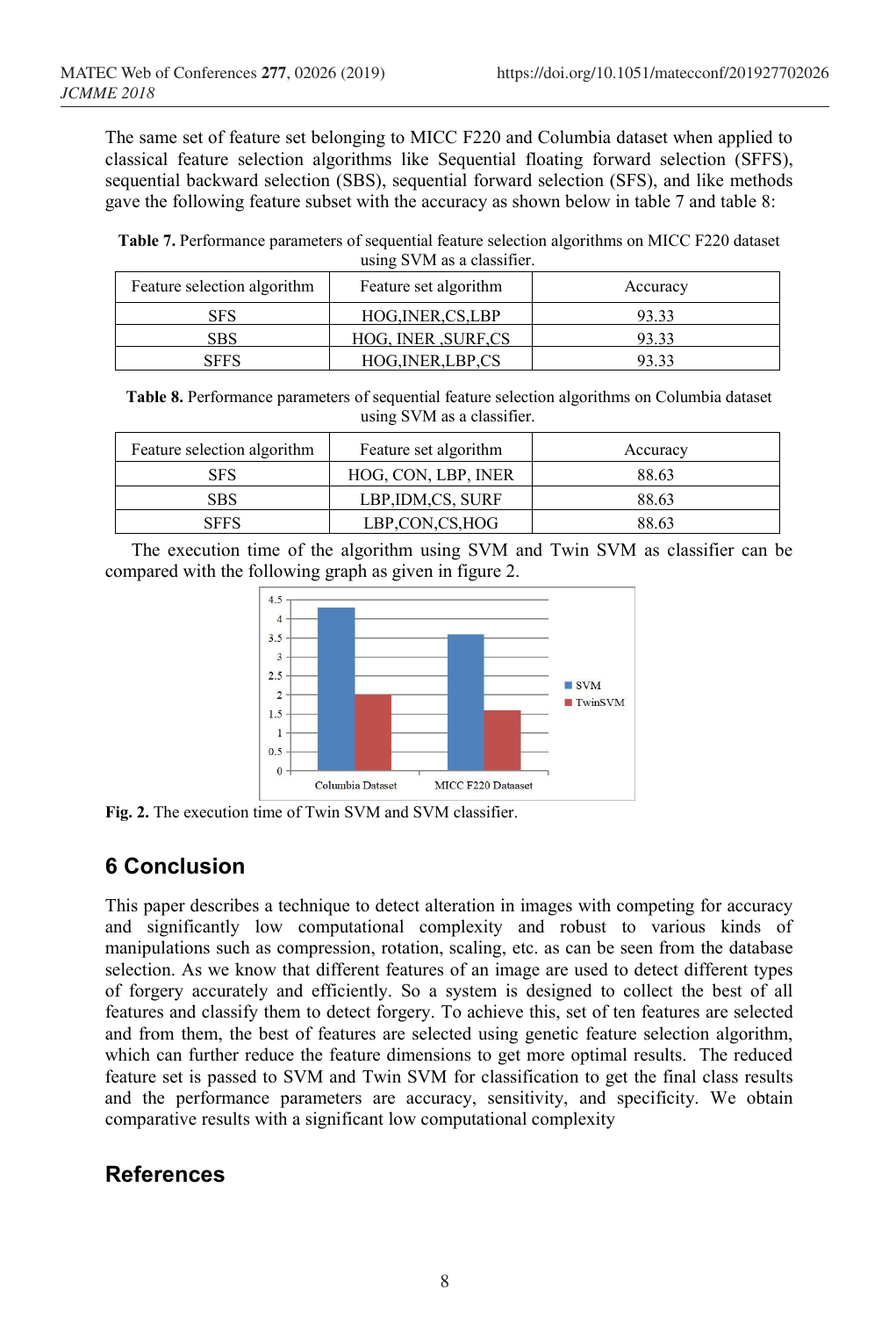The same set of feature set belonging to MICC F220 and Columbia dataset when applied to classical feature selection algorithms like Sequential floating forward selection (SFFS), sequential backward selection (SBS), sequential forward selection (SFS), and like methods gave the following feature subset with the accuracy as shown below in table 7 and table 8:

**Table 7.** Performance parameters of sequential feature selection algorithms on MICC F220 dataset using SVM as a classifier.

| Feature selection algorithm | Feature set algorithm | Accuracy |
|---|---|---|
| SFS | HOG,INER,CS,LBP | 93.33 |
| SBS | HOG, INER ,SURF,CS | 93.33 |
| SFFS | HOG,INER,LBP,CS | 93.33 |

**Table 8.** Performance parameters of sequential feature selection algorithms on Columbia dataset using SVM as a classifier.

| Feature selection algorithm | Feature set algorithm | Accuracy |
|---|---|---|
| SFS | HOG, CON, LBP, INER | 88.63 |
| SBS | LBP,IDM,CS, SURF | 88.63 |
| SFFS | LBP,CON,CS,HOG | 88.63 |

The execution time of the algorithm using SVM and Twin SVM as classifier can be compared with the following graph as given in figure 2.

**Fig. 2.** The execution time of Twin SVM and SVM classifier.

## 6 Conclusion

This paper describes a technique to detect alteration in images with competing for accuracy and significantly low computational complexity and robust to various kinds of manipulations such as compression, rotation, scaling, etc. as can be seen from the database selection. As we know that different features of an image are used to detect different types of forgery accurately and efficiently. So a system is designed to collect the best of all features and classify them to detect forgery. To achieve this, set of ten features are selected and from them, the best of features are selected using genetic feature selection algorithm, which can further reduce the feature dimensions to get more optimal results. The reduced feature set is passed to SVM and Twin SVM for classification to get the final class results and the performance parameters are accuracy, sensitivity, and specificity. We obtain comparative results with a significant low computational complexity

## References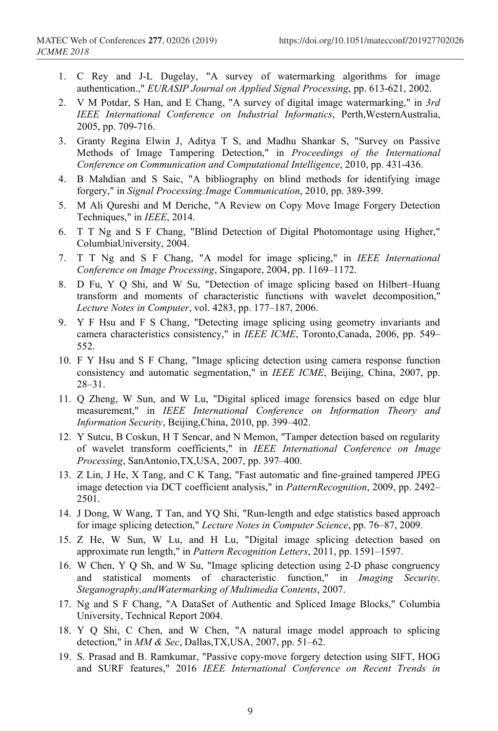1. C Rey and J-L Dugelay, "A survey of watermarking algorithms for image authentication.," *EURASIP Journal on Applied Signal Processing*, pp. 613-621, 2002.
2. V M Potdar, S Han, and E Chang, "A survey of digital image watermarking," in *3rd IEEE International Conference on Industrial Informatics*, Perth,WesternAustralia, 2005, pp. 709-716.
3. Granty Regina Elwin J, Aditya T S, and Madhu Shankar S, "Survey on Passive Methods of Image Tampering Detection," in *Proceedings of the International Conference on Communication and Computational Intelligence*, 2010, pp. 431-436.
4. B Mahdian and S Saic, "A bibliography on blind methods for identifying image forgery," in *Signal Processing:Image Communication*, 2010, pp. 389-399.
5. M Ali Qureshi and M Deriche, "A Review on Copy Move Image Forgery Detection Techniques," in *IEEE*, 2014.
6. T T Ng and S F Chang, "Blind Detection of Digital Photomontage using Higher," ColumbiaUniversity, 2004.
7. T T Ng and S F Chang, "A model for image splicing," in *IEEE International Conference on Image Processing*, Singapore, 2004, pp. 1169–1172.
8. D Fu, Y Q Shi, and W Su, "Detection of image splicing based on Hilbert–Huang transform and moments of characteristic functions with wavelet decomposition," *Lecture Notes in Computer*, vol. 4283, pp. 177–187, 2006.
9. Y F Hsu and F S Chang, "Detecting image splicing using geometry invariants and camera characteristics consistency," in *IEEE ICME*, Toronto,Canada, 2006, pp. 549–552.
10. F Y Hsu and S F Chang, "Image splicing detection using camera response function consistency and automatic segmentation," in *IEEE ICME*, Beijing, China, 2007, pp. 28–31.
11. Q Zheng, W Sun, and W Lu, "Digital spliced image forensics based on edge blur measurement," in *IEEE International Conference on Information Theory and Information Security*, Beijing,China, 2010, pp. 399–402.
12. Y Sutcu, B Coskun, H T Sencar, and N Memon, "Tamper detection based on regularity of wavelet transform coefficients," in *IEEE International Conference on Image Processing*, SanAntonio,TX,USA, 2007, pp. 397–400.
13. Z Lin, J He, X Tang, and C K Tang, "Fast automatic and fine-grained tampered JPEG image detection via DCT coefficient analysis," in *PatternRecognition*, 2009, pp. 2492–2501.
14. J Dong, W Wang, T Tan, and YQ Shi, "Run-length and edge statistics based approach for image splicing detection," *Lecture Notes in Computer Science*, pp. 76–87, 2009.
15. Z He, W Sun, W Lu, and H Lu, "Digital image splicing detection based on approximate run length," in *Pattern Recognition Letters*, 2011, pp. 1591–1597.
16. W Chen, Y Q Sh, and W Su, "Image splicing detection using 2-D phase congruency and statistical moments of characteristic function," in *Imaging Security, Steganography,andWatermarking of Multimedia Contents*, 2007.
17. Ng and S F Chang, "A DataSet of Authentic and Spliced Image Blocks," Columbia University, Technical Report 2004.
18. Y Q Shi, C Chen, and W Chen, "A natural image model approach to splicing detection," in *MM & Sec*, Dallas,TX,USA, 2007, pp. 51–62.
19. S. Prasad and B. Ramkumar, "Passive copy-move forgery detection using SIFT, HOG and SURF features," 2016 *IEEE International Conference on Recent Trends in*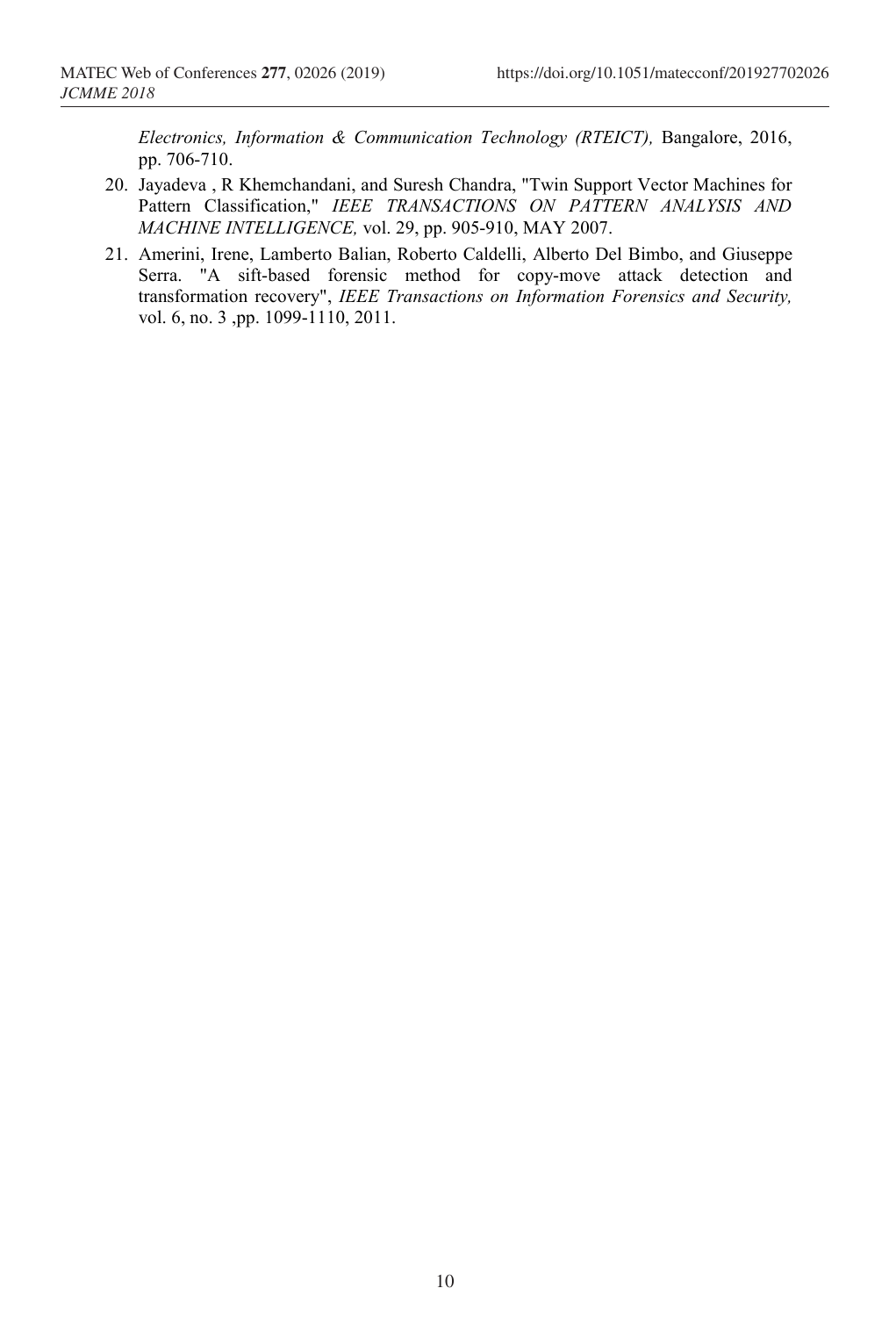*Electronics, Information & Communication Technology (RTEICT),* Bangalore, 2016, pp. 706-710.

20. Jayadeva , R Khemchandani, and Suresh Chandra, "Twin Support Vector Machines for Pattern Classification," *IEEE TRANSACTIONS ON PATTERN ANALYSIS AND MACHINE INTELLIGENCE,* vol. 29, pp. 905-910, MAY 2007.
21. Amerini, Irene, Lamberto Balian, Roberto Caldelli, Alberto Del Bimbo, and Giuseppe Serra. "A sift-based forensic method for copy-move attack detection and transformation recovery", *IEEE Transactions on Information Forensics and Security,* vol. 6, no. 3 ,pp. 1099-1110, 2011.